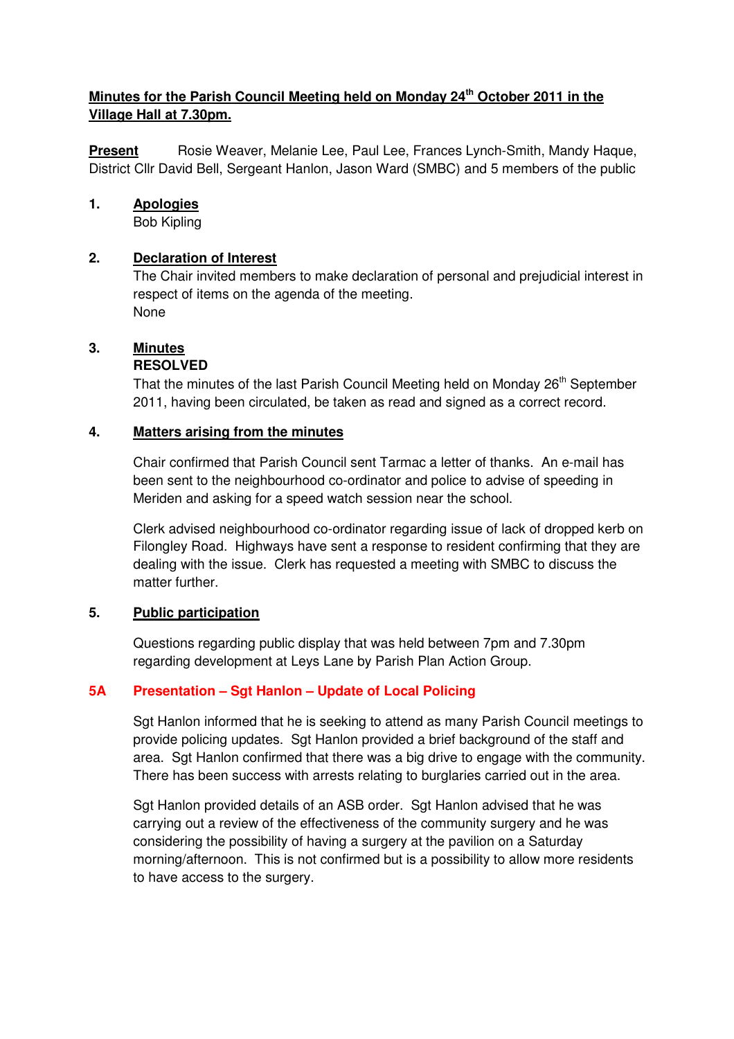# Minutes for the Parish Council Meeting held on Monday 24th October 2011 in the Village Hall at 7.30pm.

**Present** Rosie Weaver, Melanie Lee, Paul Lee, Frances Lynch-Smith, Mandy Haque, District Cllr David Bell, Sergeant Hanlon, Jason Ward (SMBC) and 5 members of the public

## 1. Apologies

Bob Kipling

## 2. Declaration of Interest

The Chair invited members to make declaration of personal and prejudicial interest in respect of items on the agenda of the meeting.

None

## 3. Minutes

**RESOLVED**

That the minutes of the last Parish Council Meeting held on Monday 26th September 2011, having been circulated, be taken as read and signed as a correct record.

## 4. Matters arising from the minutes

Chair confirmed that Parish Council sent Tarmac a letter of thanks. An e-mail has been sent to the neighbourhood co-ordinator and police to advise of speeding in Meriden and asking for a speed watch session near the school.

Clerk advised neighbourhood co-ordinator regarding issue of lack of dropped kerb on Filongley Road. Highways have sent a response to resident confirming that they are dealing with the issue. Clerk has requested a meeting with SMBC to discuss the matter further.

## 5. Public participation

Questions regarding public display that was held between 7pm and 7.30pm regarding development at Leys Lane by Parish Plan Action Group.

## 5A Presentation – Sgt Hanlon – Update of Local Policing

Sgt Hanlon informed that he is seeking to attend as many Parish Council meetings to provide policing updates. Sgt Hanlon provided a brief background of the staff and area. Sgt Hanlon confirmed that there was a big drive to engage with the community. There has been success with arrests relating to burglaries carried out in the area.

Sgt Hanlon provided details of an ASB order. Sgt Hanlon advised that he was carrying out a review of the effectiveness of the community surgery and he was considering the possibility of having a surgery at the pavilion on a Saturday morning/afternoon. This is not confirmed but is a possibility to allow more residents to have access to the surgery.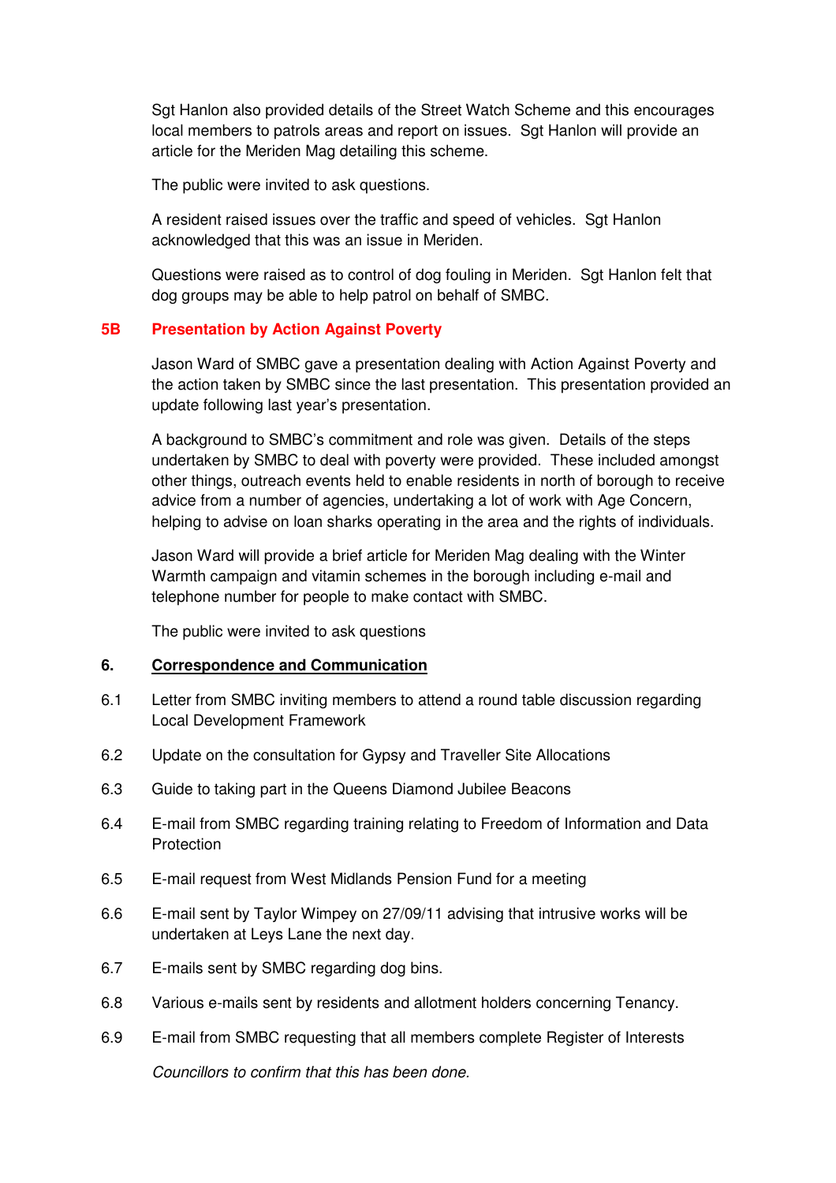Sgt Hanlon also provided details of the Street Watch Scheme and this encourages local members to patrols areas and report on issues. Sgt Hanlon will provide an article for the Meriden Mag detailing this scheme.

The public were invited to ask questions.

A resident raised issues over the traffic and speed of vehicles. Sgt Hanlon acknowledged that this was an issue in Meriden.

Questions were raised as to control of dog fouling in Meriden. Sgt Hanlon felt that dog groups may be able to help patrol on behalf of SMBC.

### 5B Presentation by Action Against Poverty

Jason Ward of SMBC gave a presentation dealing with Action Against Poverty and the action taken by SMBC since the last presentation. This presentation provided an update following last year's presentation.

A background to SMBC's commitment and role was given. Details of the steps undertaken by SMBC to deal with poverty were provided. These included amongst other things, outreach events held to enable residents in north of borough to receive advice from a number of agencies, undertaking a lot of work with Age Concern, helping to advise on loan sharks operating in the area and the rights of individuals.

Jason Ward will provide a brief article for Meriden Mag dealing with the Winter Warmth campaign and vitamin schemes in the borough including e-mail and telephone number for people to make contact with SMBC.

The public were invited to ask questions

## 6. Correspondence and Communication

6.1 Letter from SMBC inviting members to attend a round table discussion regarding Local Development Framework

6.2 Update on the consultation for Gypsy and Traveller Site Allocations

6.3 Guide to taking part in the Queens Diamond Jubilee Beacons

6.4 E-mail from SMBC regarding training relating to Freedom of Information and Data Protection

6.5 E-mail request from West Midlands Pension Fund for a meeting

6.6 E-mail sent by Taylor Wimpey on 27/09/11 advising that intrusive works will be undertaken at Leys Lane the next day.

6.7 E-mails sent by SMBC regarding dog bins.

6.8 Various e-mails sent by residents and allotment holders concerning Tenancy.

6.9 E-mail from SMBC requesting that all members complete Register of Interests

*Councillors to confirm that this has been done.*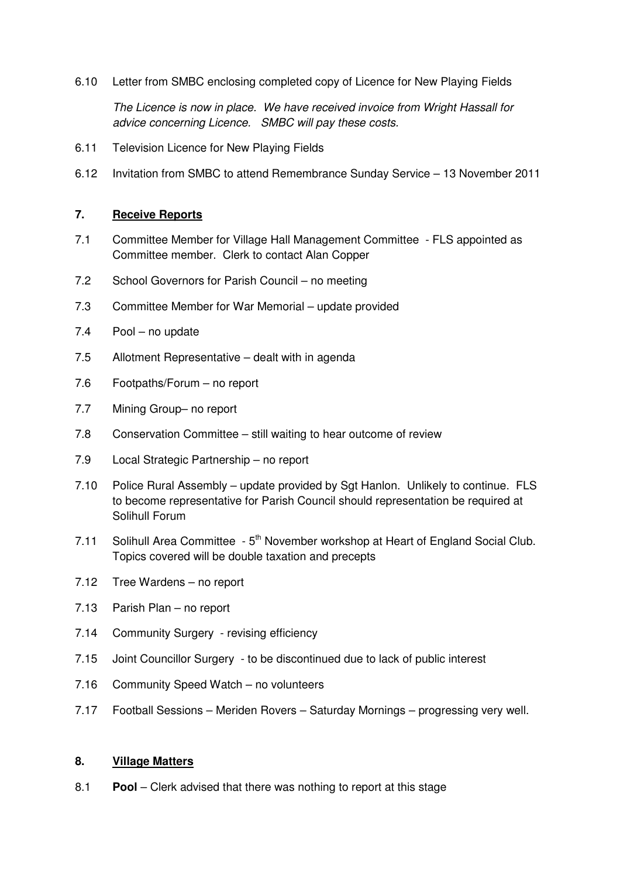6.10 Letter from SMBC enclosing completed copy of Licence for New Playing Fields

*The Licence is now in place. We have received invoice from Wright Hassall for advice concerning Licence. SMBC will pay these costs.*

6.11 Television Licence for New Playing Fields

6.12 Invitation from SMBC to attend Remembrance Sunday Service – 13 November 2011

## 7. <u>Receive Reports</u>

7.1 Committee Member for Village Hall Management Committee - FLS appointed as Committee member. Clerk to contact Alan Copper

7.2 School Governors for Parish Council – no meeting

7.3 Committee Member for War Memorial – update provided

7.4 Pool – no update

7.5 Allotment Representative – dealt with in agenda

7.6 Footpaths/Forum – no report

7.7 Mining Group– no report

7.8 Conservation Committee – still waiting to hear outcome of review

7.9 Local Strategic Partnership – no report

7.10 Police Rural Assembly – update provided by Sgt Hanlon. Unlikely to continue. FLS to become representative for Parish Council should representation be required at Solihull Forum

7.11 Solihull Area Committee - 5th November workshop at Heart of England Social Club. Topics covered will be double taxation and precepts

7.12 Tree Wardens – no report

7.13 Parish Plan – no report

7.14 Community Surgery - revising efficiency

7.15 Joint Councillor Surgery - to be discontinued due to lack of public interest

7.16 Community Speed Watch – no volunteers

7.17 Football Sessions – Meriden Rovers – Saturday Mornings – progressing very well.

## 8. <u>Village Matters</u>

8.1 **Pool** – Clerk advised that there was nothing to report at this stage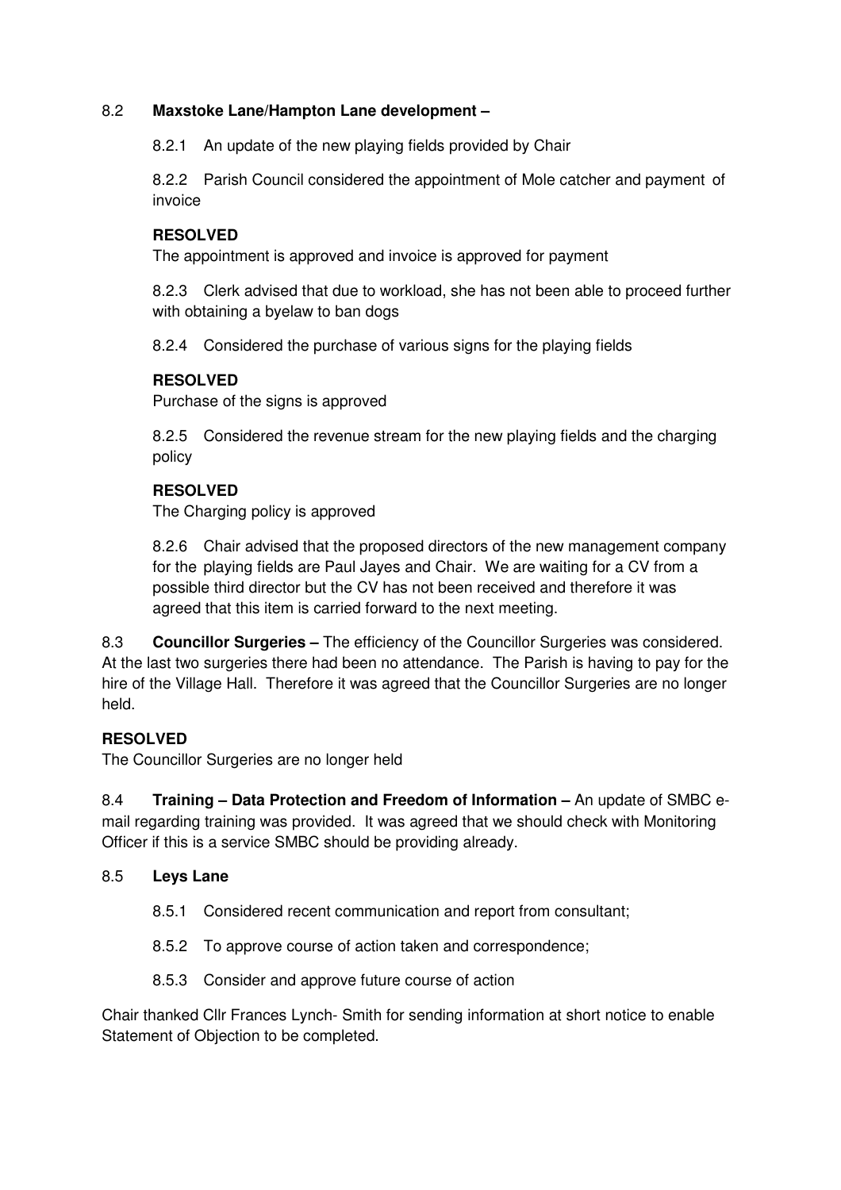8.2 **Maxstoke Lane/Hampton Lane development –**

8.2.1 An update of the new playing fields provided by Chair

8.2.2 Parish Council considered the appointment of Mole catcher and payment of invoice

**RESOLVED**
The appointment is approved and invoice is approved for payment

8.2.3 Clerk advised that due to workload, she has not been able to proceed further with obtaining a byelaw to ban dogs

8.2.4 Considered the purchase of various signs for the playing fields

**RESOLVED**
Purchase of the signs is approved

8.2.5 Considered the revenue stream for the new playing fields and the charging policy

**RESOLVED**
The Charging policy is approved

8.2.6 Chair advised that the proposed directors of the new management company for the playing fields are Paul Jayes and Chair. We are waiting for a CV from a possible third director but the CV has not been received and therefore it was agreed that this item is carried forward to the next meeting.

8.3 **Councillor Surgeries –** The efficiency of the Councillor Surgeries was considered. At the last two surgeries there had been no attendance. The Parish is having to pay for the hire of the Village Hall. Therefore it was agreed that the Councillor Surgeries are no longer held.

**RESOLVED**
The Councillor Surgeries are no longer held

8.4 **Training – Data Protection and Freedom of Information –** An update of SMBC e-mail regarding training was provided. It was agreed that we should check with Monitoring Officer if this is a service SMBC should be providing already.

8.5 **Leys Lane**

8.5.1 Considered recent communication and report from consultant;

8.5.2 To approve course of action taken and correspondence;

8.5.3 Consider and approve future course of action

Chair thanked Cllr Frances Lynch- Smith for sending information at short notice to enable Statement of Objection to be completed.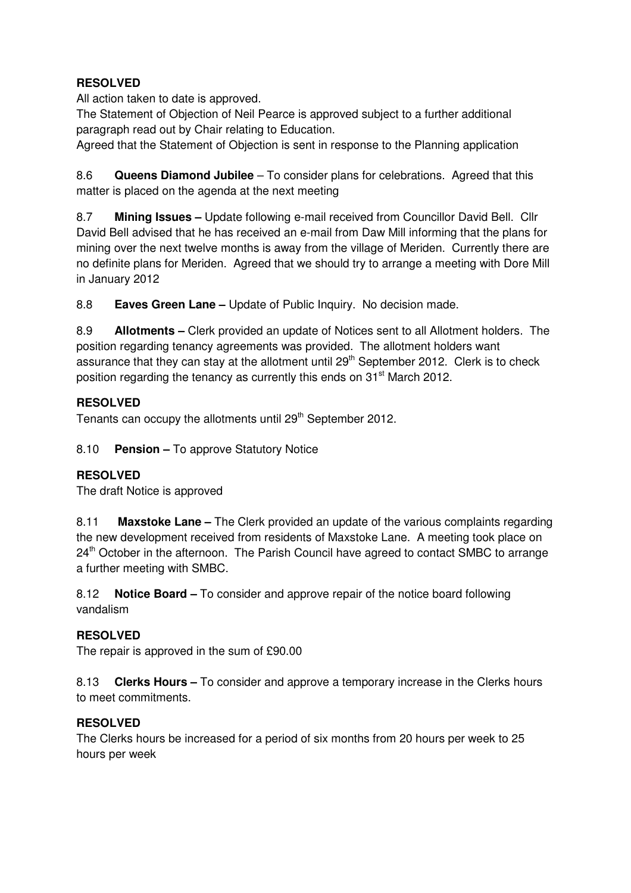**RESOLVED**

All action taken to date is approved.

The Statement of Objection of Neil Pearce is approved subject to a further additional paragraph read out by Chair relating to Education.

Agreed that the Statement of Objection is sent in response to the Planning application

8.6 **Queens Diamond Jubilee** – To consider plans for celebrations. Agreed that this matter is placed on the agenda at the next meeting

8.7 **Mining Issues –** Update following e-mail received from Councillor David Bell. Cllr David Bell advised that he has received an e-mail from Daw Mill informing that the plans for mining over the next twelve months is away from the village of Meriden. Currently there are no definite plans for Meriden. Agreed that we should try to arrange a meeting with Dore Mill in January 2012

8.8 **Eaves Green Lane –** Update of Public Inquiry. No decision made.

8.9 **Allotments –** Clerk provided an update of Notices sent to all Allotment holders. The position regarding tenancy agreements was provided. The allotment holders want assurance that they can stay at the allotment until 29th September 2012. Clerk is to check position regarding the tenancy as currently this ends on 31st March 2012.

**RESOLVED**

Tenants can occupy the allotments until 29th September 2012.

8.10 **Pension –** To approve Statutory Notice

**RESOLVED**

The draft Notice is approved

8.11 **Maxstoke Lane –** The Clerk provided an update of the various complaints regarding the new development received from residents of Maxstoke Lane. A meeting took place on 24th October in the afternoon. The Parish Council have agreed to contact SMBC to arrange a further meeting with SMBC.

8.12 **Notice Board –** To consider and approve repair of the notice board following vandalism

**RESOLVED**

The repair is approved in the sum of £90.00

8.13 **Clerks Hours –** To consider and approve a temporary increase in the Clerks hours to meet commitments.

**RESOLVED**

The Clerks hours be increased for a period of six months from 20 hours per week to 25 hours per week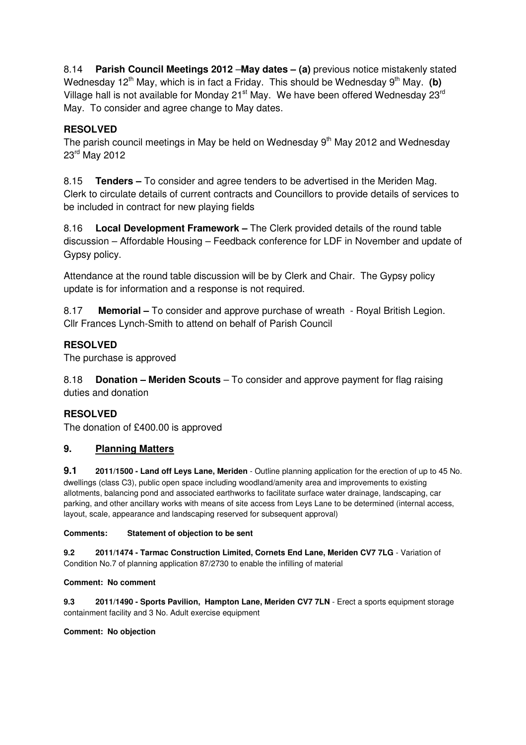8.14 **Parish Council Meetings 2012** –**May dates – (a)** previous notice mistakenly stated Wednesday 12th May, which is in fact a Friday. This should be Wednesday 9th May. **(b)** Village hall is not available for Monday 21st May. We have been offered Wednesday 23rd May. To consider and agree change to May dates.

**RESOLVED**

The parish council meetings in May be held on Wednesday 9th May 2012 and Wednesday 23rd May 2012

8.15 **Tenders –** To consider and agree tenders to be advertised in the Meriden Mag. Clerk to circulate details of current contracts and Councillors to provide details of services to be included in contract for new playing fields

8.16 **Local Development Framework –** The Clerk provided details of the round table discussion – Affordable Housing – Feedback conference for LDF in November and update of Gypsy policy.

Attendance at the round table discussion will be by Clerk and Chair. The Gypsy policy update is for information and a response is not required.

8.17 **Memorial –** To consider and approve purchase of wreath - Royal British Legion. Cllr Frances Lynch-Smith to attend on behalf of Parish Council

**RESOLVED**

The purchase is approved

8.18 **Donation – Meriden Scouts** – To consider and approve payment for flag raising duties and donation

**RESOLVED**

The donation of £400.00 is approved

## 9. Planning Matters

**9.1 2011/1500 - Land off Leys Lane, Meriden** - Outline planning application for the erection of up to 45 No. dwellings (class C3), public open space including woodland/amenity area and improvements to existing allotments, balancing pond and associated earthworks to facilitate surface water drainage, landscaping, car parking, and other ancillary works with means of site access from Leys Lane to be determined (internal access, layout, scale, appearance and landscaping reserved for subsequent approval)

**Comments: Statement of objection to be sent**

**9.2 2011/1474 - Tarmac Construction Limited, Cornets End Lane, Meriden CV7 7LG** - Variation of Condition No.7 of planning application 87/2730 to enable the infilling of material

**Comment: No comment**

**9.3 2011/1490 - Sports Pavilion, Hampton Lane, Meriden CV7 7LN** - Erect a sports equipment storage containment facility and 3 No. Adult exercise equipment

**Comment: No objection**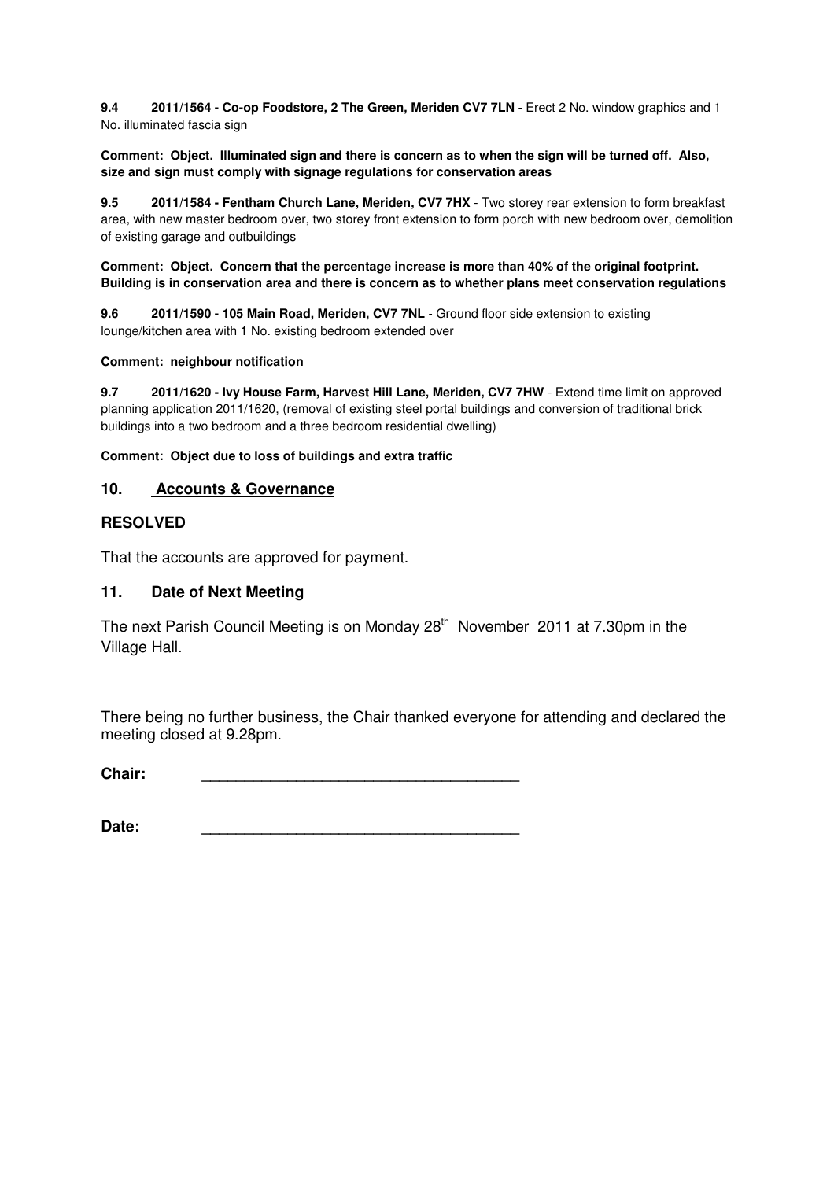**9.4 2011/1564 - Co-op Foodstore, 2 The Green, Meriden CV7 7LN** - Erect 2 No. window graphics and 1 No. illuminated fascia sign

**Comment: Object. Illuminated sign and there is concern as to when the sign will be turned off. Also, size and sign must comply with signage regulations for conservation areas**

**9.5 2011/1584 - Fentham Church Lane, Meriden, CV7 7HX** - Two storey rear extension to form breakfast area, with new master bedroom over, two storey front extension to form porch with new bedroom over, demolition of existing garage and outbuildings

**Comment: Object. Concern that the percentage increase is more than 40% of the original footprint. Building is in conservation area and there is concern as to whether plans meet conservation regulations**

**9.6 2011/1590 - 105 Main Road, Meriden, CV7 7NL** - Ground floor side extension to existing lounge/kitchen area with 1 No. existing bedroom extended over

**Comment: neighbour notification**

**9.7 2011/1620 - Ivy House Farm, Harvest Hill Lane, Meriden, CV7 7HW** - Extend time limit on approved planning application 2011/1620, (removal of existing steel portal buildings and conversion of traditional brick buildings into a two bedroom and a three bedroom residential dwelling)

**Comment: Object due to loss of buildings and extra traffic**

## 10. Accounts & Governance

**RESOLVED**

That the accounts are approved for payment.

## 11. Date of Next Meeting

The next Parish Council Meeting is on Monday 28th November 2011 at 7.30pm in the Village Hall.

There being no further business, the Chair thanked everyone for attending and declared the meeting closed at 9.28pm.

**Chair:** ____________________________________

**Date:** ____________________________________